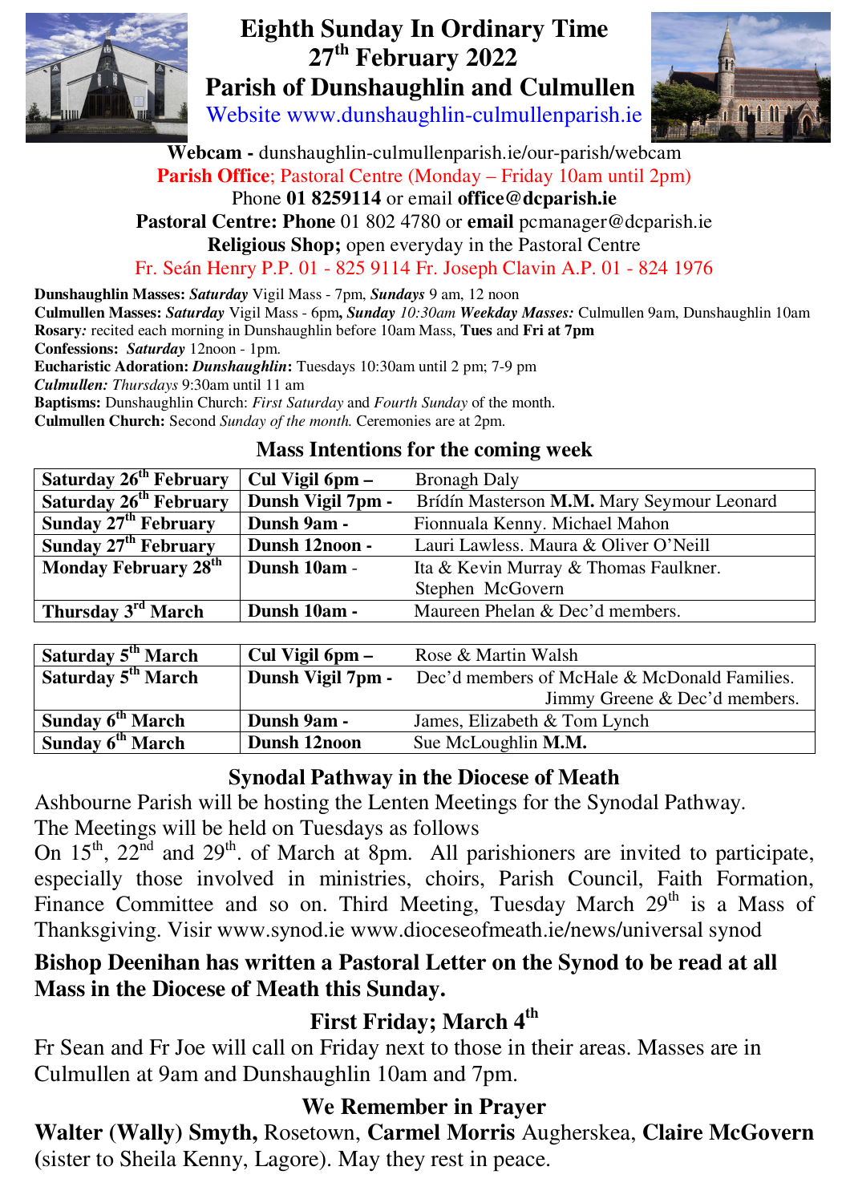# Eighth Sunday In Ordinary Time
## 27th February 2022
## Parish of Dunshaughlin and Culmullen

Website www.dunshaughlin-culmullenparish.ie

**Webcam -** dunshaughlin-culmullenparish.ie/our-parish/webcam

**Parish Office**; Pastoral Centre (Monday – Friday 10am until 2pm)

Phone **01 8259114** or email **office@dcparish.ie**

**Pastoral Centre: Phone** 01 802 4780 or **email** pcmanager@dcparish.ie

**Religious Shop;** open everyday in the Pastoral Centre

Fr. Seán Henry P.P. 01 - 825 9114 Fr. Joseph Clavin A.P. 01 - 824 1976

**Dunshaughlin Masses:** ***Saturday*** Vigil Mass - 7pm, ***Sundays*** 9 am, 12 noon

**Culmullen Masses:** ***Saturday*** Vigil Mass - 6pm**,** ***Sunday*** *10:30am* ***Weekday Masses:*** Culmullen 9am, Dunshaughlin 10am

**Rosary***:* recited each morning in Dunshaughlin before 10am Mass, **Tues** and **Fri at 7pm**

**Confessions:** *Saturday* 12noon - 1pm.

**Eucharistic Adoration: *Dunshaughlin*:** Tuesdays 10:30am until 2 pm; 7-9 pm

***Culmullen:*** *Thursdays* 9:30am until 11 am

**Baptisms:** Dunshaughlin Church: *First Saturday* and *Fourth Sunday* of the month.

**Culmullen Church:** Second *Sunday of the month.* Ceremonies are at 2pm.

### Mass Intentions for the coming week

| | | |
|---|---|---|
| **Saturday 26th February** | **Cul Vigil 6pm –** | Bronagh Daly |
| **Saturday 26th February** | **Dunsh Vigil 7pm -** | Brídín Masterson **M.M.** Mary Seymour Leonard |
| **Sunday 27th February** | **Dunsh 9am -** | Fionnuala Kenny. Michael Mahon |
| **Sunday 27th February** | **Dunsh 12noon -** | Lauri Lawless. Maura & Oliver O'Neill |
| **Monday February 28th** | **Dunsh 10am** - | Ita & Kevin Murray & Thomas Faulkner. Stephen McGovern |
| **Thursday 3rd March** | **Dunsh 10am -** | Maureen Phelan & Dec'd members. |

| | | |
|---|---|---|
| **Saturday 5th March** | **Cul Vigil 6pm –** | Rose & Martin Walsh |
| **Saturday 5th March** | **Dunsh Vigil 7pm -** | Dec'd members of McHale & McDonald Families. Jimmy Greene & Dec'd members. |
| **Sunday 6th March** | **Dunsh 9am -** | James, Elizabeth & Tom Lynch |
| **Sunday 6th March** | **Dunsh 12noon** | Sue McLoughlin **M.M.** |

### Synodal Pathway in the Diocese of Meath

Ashbourne Parish will be hosting the Lenten Meetings for the Synodal Pathway. The Meetings will be held on Tuesdays as follows

On 15th, 22nd and 29th. of March at 8pm. All parishioners are invited to participate, especially those involved in ministries, choirs, Parish Council, Faith Formation, Finance Committee and so on. Third Meeting, Tuesday March 29th is a Mass of Thanksgiving. Visir www.synod.ie www.dioceseofmeath.ie/news/universal synod

**Bishop Deenihan has written a Pastoral Letter on the Synod to be read at all Mass in the Diocese of Meath this Sunday.**

### First Friday; March 4th

Fr Sean and Fr Joe will call on Friday next to those in their areas. Masses are in Culmullen at 9am and Dunshaughlin 10am and 7pm.

### We Remember in Prayer

**Walter (Wally) Smyth,** Rosetown, **Carmel Morris** Augherskea, **Claire McGovern** (sister to Sheila Kenny, Lagore). May they rest in peace.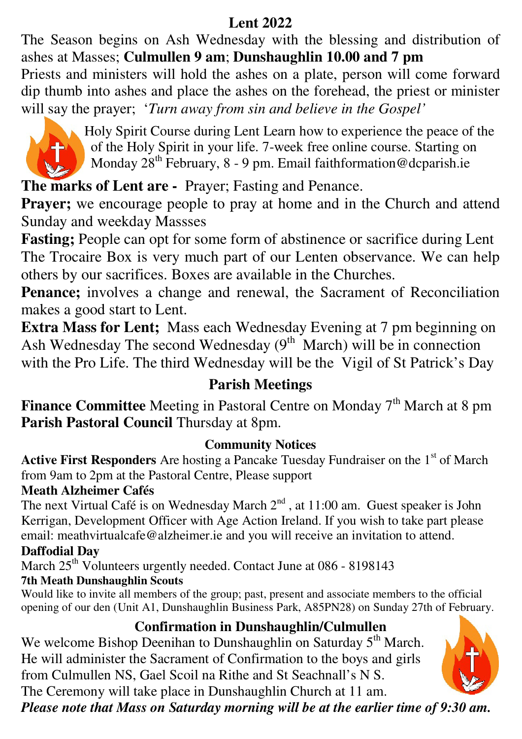## Lent 2022

The Season begins on Ash Wednesday with the blessing and distribution of ashes at Masses; **Culmullen 9 am**; **Dunshaughlin 10.00 and 7 pm**

Priests and ministers will hold the ashes on a plate, person will come forward dip thumb into ashes and place the ashes on the forehead, the priest or minister will say the prayer; '*Turn away from sin and believe in the Gospel'*

Holy Spirit Course during Lent Learn how to experience the peace of the of the Holy Spirit in your life. 7-week free online course. Starting on Monday 28th February, 8 - 9 pm. Email faithformation@dcparish.ie

**The marks of Lent are -** Prayer; Fasting and Penance.

**Prayer;** we encourage people to pray at home and in the Church and attend Sunday and weekday Massses

**Fasting;** People can opt for some form of abstinence or sacrifice during Lent The Trocaire Box is very much part of our Lenten observance. We can help others by our sacrifices. Boxes are available in the Churches.

**Penance;** involves a change and renewal, the Sacrament of Reconciliation makes a good start to Lent.

**Extra Mass for Lent;** Mass each Wednesday Evening at 7 pm beginning on Ash Wednesday The second Wednesday (9th March) will be in connection with the Pro Life. The third Wednesday will be the Vigil of St Patrick's Day

## Parish Meetings

**Finance Committee** Meeting in Pastoral Centre on Monday 7th March at 8 pm

**Parish Pastoral Council** Thursday at 8pm.

### Community Notices

**Active First Responders** Are hosting a Pancake Tuesday Fundraiser on the 1st of March from 9am to 2pm at the Pastoral Centre, Please support

**Meath Alzheimer Cafés**

The next Virtual Café is on Wednesday March 2nd , at 11:00 am. Guest speaker is John Kerrigan, Development Officer with Age Action Ireland. If you wish to take part please email: meathvirtualcafe@alzheimer.ie and you will receive an invitation to attend.

**Daffodial Day**

March 25th Volunteers urgently needed. Contact June at 086 - 8198143

**7th Meath Dunshaughlin Scouts**

Would like to invite all members of the group; past, present and associate members to the official opening of our den (Unit A1, Dunshaughlin Business Park, A85PN28) on Sunday 27th of February.

## Confirmation in Dunshaughlin/Culmullen

We welcome Bishop Deenihan to Dunshaughlin on Saturday 5th March. He will administer the Sacrament of Confirmation to the boys and girls from Culmullen NS, Gael Scoil na Rithe and St Seachnall's N S. The Ceremony will take place in Dunshaughlin Church at 11 am.

***Please note that Mass on Saturday morning will be at the earlier time of 9:30 am.***